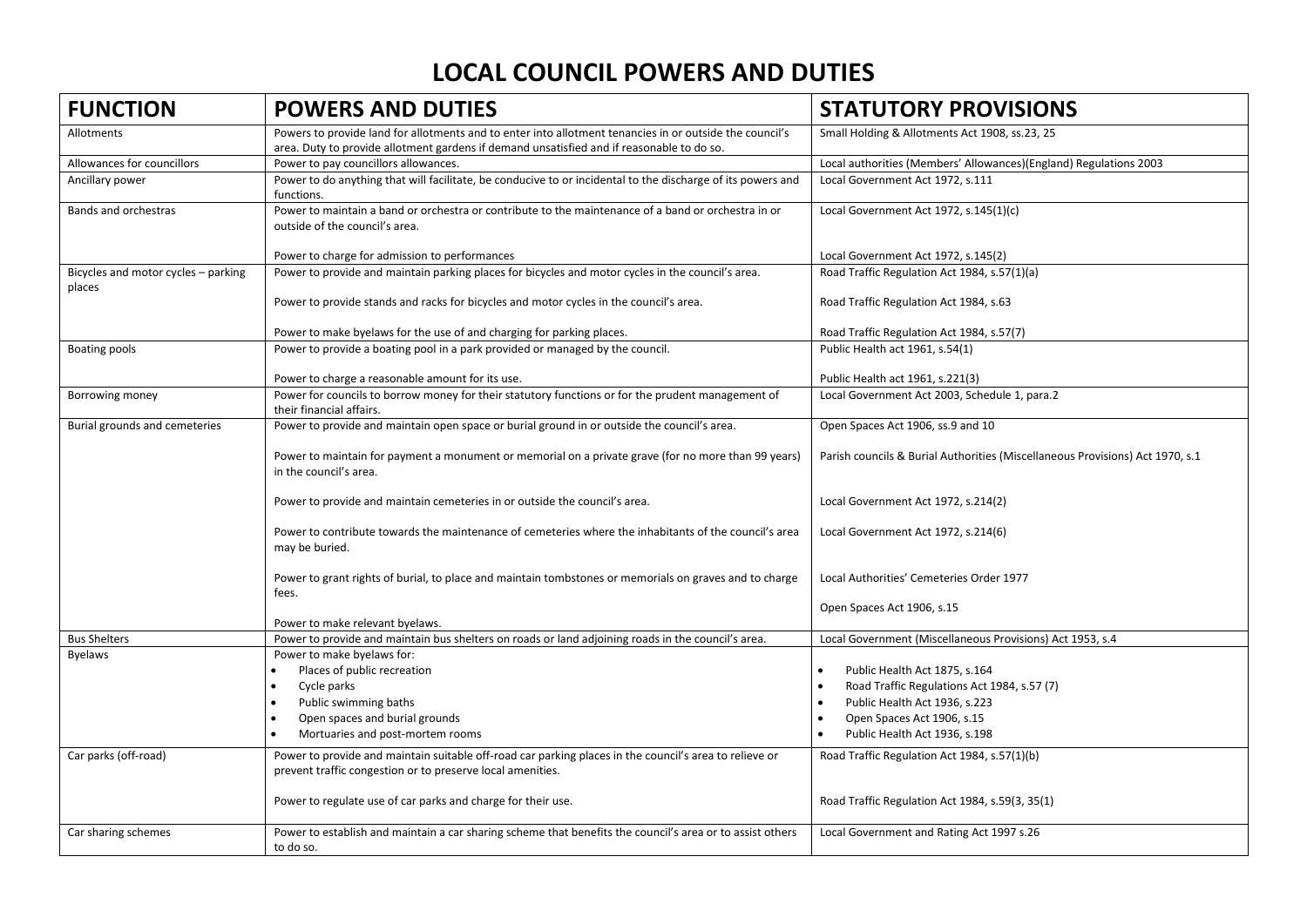# LOCAL COUNCIL POWERS AND DUTIES

| FUNCTION | POWERS AND DUTIES | STATUTORY PROVISIONS |
|---|---|---|
| Allotments | Powers to provide land for allotments and to enter into allotment tenancies in or outside the council's area. Duty to provide allotment gardens if demand unsatisfied and if reasonable to do so. | Small Holding & Allotments Act 1908, ss.23, 25 |
| Allowances for councillors | Power to pay councillors allowances. | Local authorities (Members' Allowances)(England) Regulations 2003 |
| Ancillary power | Power to do anything that will facilitate, be conducive to or incidental to the discharge of its powers and functions. | Local Government Act 1972, s.111 |
| Bands and orchestras | Power to maintain a band or orchestra or contribute to the maintenance of a band or orchestra in or outside of the council's area.<br><br>Power to charge for admission to performances | Local Government Act 1972, s.145(1)(c)<br><br>Local Government Act 1972, s.145(2) |
| Bicycles and motor cycles – parking places | Power to provide and maintain parking places for bicycles and motor cycles in the council's area.<br><br>Power to provide stands and racks for bicycles and motor cycles in the council's area.<br><br>Power to make byelaws for the use of and charging for parking places. | Road Traffic Regulation Act 1984, s.57(1)(a)<br><br>Road Traffic Regulation Act 1984, s.63<br><br>Road Traffic Regulation Act 1984, s.57(7) |
| Boating pools | Power to provide a boating pool in a park provided or managed by the council.<br><br>Power to charge a reasonable amount for its use. | Public Health act 1961, s.54(1)<br><br>Public Health act 1961, s.221(3) |
| Borrowing money | Power for councils to borrow money for their statutory functions or for the prudent management of their financial affairs. | Local Government Act 2003, Schedule 1, para.2 |
| Burial grounds and cemeteries | Power to provide and maintain open space or burial ground in or outside the council's area.<br><br>Power to maintain for payment a monument or memorial on a private grave (for no more than 99 years) in the council's area.<br><br>Power to provide and maintain cemeteries in or outside the council's area.<br><br>Power to contribute towards the maintenance of cemeteries where the inhabitants of the council's area may be buried.<br><br>Power to grant rights of burial, to place and maintain tombstones or memorials on graves and to charge fees.<br><br>Power to make relevant byelaws. | Open Spaces Act 1906, ss.9 and 10<br><br>Parish councils & Burial Authorities (Miscellaneous Provisions) Act 1970, s.1<br><br>Local Government Act 1972, s.214(2)<br><br>Local Government Act 1972, s.214(6)<br><br>Local Authorities' Cemeteries Order 1977<br><br>Open Spaces Act 1906, s.15 |
| Bus Shelters | Power to provide and maintain bus shelters on roads or land adjoining roads in the council's area. | Local Government (Miscellaneous Provisions) Act 1953, s.4 |
| Byelaws | Power to make byelaws for:<br>• Places of public recreation<br>• Cycle parks<br>• Public swimming baths<br>• Open spaces and burial grounds<br>• Mortuaries and post-mortem rooms | <br>• Public Health Act 1875, s.164<br>• Road Traffic Regulations Act 1984, s.57 (7)<br>• Public Health Act 1936, s.223<br>• Open Spaces Act 1906, s.15<br>• Public Health Act 1936, s.198 |
| Car parks (off-road) | Power to provide and maintain suitable off-road car parking places in the council's area to relieve or prevent traffic congestion or to preserve local amenities.<br><br>Power to regulate use of car parks and charge for their use. | Road Traffic Regulation Act 1984, s.57(1)(b)<br><br>Road Traffic Regulation Act 1984, s.59(3, 35(1) |
| Car sharing schemes | Power to establish and maintain a car sharing scheme that benefits the council's area or to assist others to do so. | Local Government and Rating Act 1997 s.26 |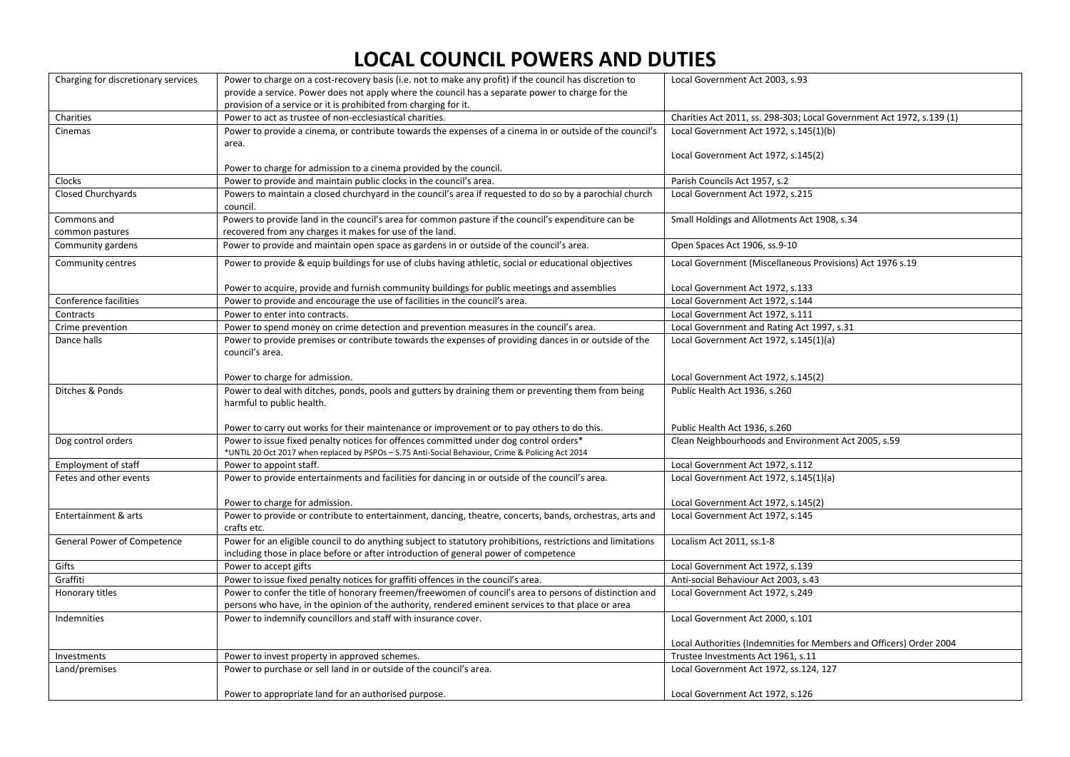# LOCAL COUNCIL POWERS AND DUTIES

| | | |
|---|---|---|
| Charging for discretionary services | Power to charge on a cost-recovery basis (i.e. not to make any profit) if the council has discretion to provide a service. Power does not apply where the council has a separate power to charge for the provision of a service or it is prohibited from charging for it. | Local Government Act 2003, s.93 |
| Charities | Power to act as trustee of non-ecclesiastical charities. | Charities Act 2011, ss. 298-303; Local Government Act 1972, s.139 (1) |
| Cinemas | Power to provide a cinema, or contribute towards the expenses of a cinema in or outside of the council's area.<br><br>Power to charge for admission to a cinema provided by the council. | Local Government Act 1972, s.145(1)(b)<br><br>Local Government Act 1972, s.145(2) |
| Clocks | Power to provide and maintain public clocks in the council's area. | Parish Councils Act 1957, s.2 |
| Closed Churchyards | Powers to maintain a closed churchyard in the council's area if requested to do so by a parochial church council. | Local Government Act 1972, s.215 |
| Commons and common pastures | Powers to provide land in the council's area for common pasture if the council's expenditure can be recovered from any charges it makes for use of the land. | Small Holdings and Allotments Act 1908, s.34 |
| Community gardens | Power to provide and maintain open space as gardens in or outside of the council's area. | Open Spaces Act 1906, ss.9-10 |
| Community centres | Power to provide & equip buildings for use of clubs having athletic, social or educational objectives<br><br>Power to acquire, provide and furnish community buildings for public meetings and assemblies | Local Government (Miscellaneous Provisions) Act 1976 s.19<br><br>Local Government Act 1972, s.133 |
| Conference facilities | Power to provide and encourage the use of facilities in the council's area. | Local Government Act 1972, s.144 |
| Contracts | Power to enter into contracts. | Local Government Act 1972, s.111 |
| Crime prevention | Power to spend money on crime detection and prevention measures in the council's area. | Local Government and Rating Act 1997, s.31 |
| Dance halls | Power to provide premises or contribute towards the expenses of providing dances in or outside of the council's area.<br><br>Power to charge for admission. | Local Government Act 1972, s.145(1)(a)<br><br>Local Government Act 1972, s.145(2) |
| Ditches & Ponds | Power to deal with ditches, ponds, pools and gutters by draining them or preventing them from being harmful to public health.<br><br>Power to carry out works for their maintenance or improvement or to pay others to do this. | Public Health Act 1936, s.260<br><br>Public Health Act 1936, s.260 |
| Dog control orders | Power to issue fixed penalty notices for offences committed under dog control orders*<br>*UNTIL 20 Oct 2017 when replaced by PSPOs – S.75 Anti-Social Behaviour, Crime & Policing Act 2014 | Clean Neighbourhoods and Environment Act 2005, s.59 |
| Employment of staff | Power to appoint staff. | Local Government Act 1972, s.112 |
| Fetes and other events | Power to provide entertainments and facilities for dancing in or outside of the council's area.<br><br>Power to charge for admission. | Local Government Act 1972, s.145(1)(a)<br><br>Local Government Act 1972, s.145(2) |
| Entertainment & arts | Power to provide or contribute to entertainment, dancing, theatre, concerts, bands, orchestras, arts and crafts etc. | Local Government Act 1972, s.145 |
| General Power of Competence | Power for an eligible council to do anything subject to statutory prohibitions, restrictions and limitations including those in place before or after introduction of general power of competence | Localism Act 2011, ss.1-8 |
| Gifts | Power to accept gifts | Local Government Act 1972, s.139 |
| Graffiti | Power to issue fixed penalty notices for graffiti offences in the council's area. | Anti-social Behaviour Act 2003, s.43 |
| Honorary titles | Power to confer the title of honorary freemen/freewomen of council's area to persons of distinction and persons who have, in the opinion of the authority, rendered eminent services to that place or area | Local Government Act 1972, s.249 |
| Indemnities | Power to indemnify councillors and staff with insurance cover. | Local Government Act 2000, s.101<br><br>Local Authorities (Indemnities for Members and Officers) Order 2004 |
| Investments | Power to invest property in approved schemes. | Trustee Investments Act 1961, s.11 |
| Land/premises | Power to purchase or sell land in or outside of the council's area.<br><br>Power to appropriate land for an authorised purpose. | Local Government Act 1972, ss.124, 127<br><br>Local Government Act 1972, s.126 |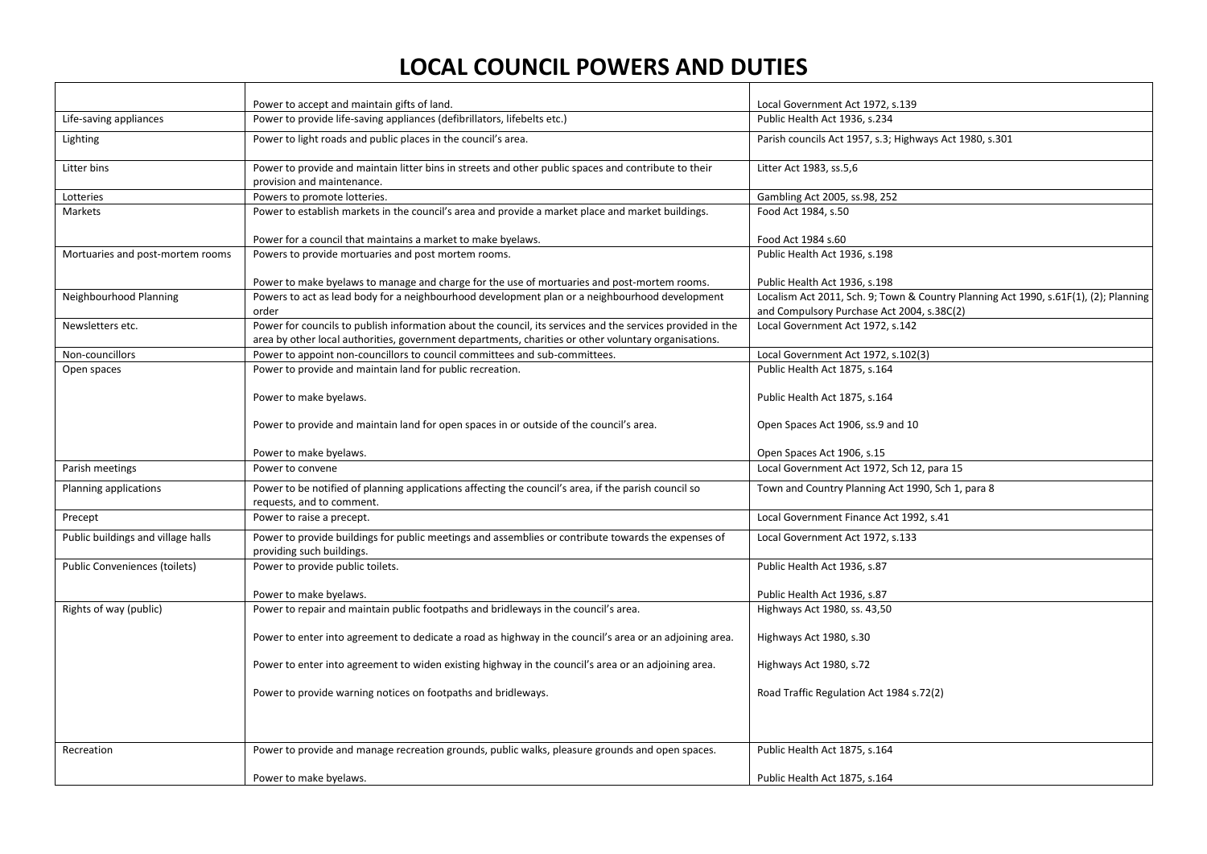# LOCAL COUNCIL POWERS AND DUTIES

| | | |
|---|---|---|
| | Power to accept and maintain gifts of land. | Local Government Act 1972, s.139 |
| Life-saving appliances | Power to provide life-saving appliances (defibrillators, lifebelts etc.) | Public Health Act 1936, s.234 |
| Lighting | Power to light roads and public places in the council's area. | Parish councils Act 1957, s.3; Highways Act 1980, s.301 |
| Litter bins | Power to provide and maintain litter bins in streets and other public spaces and contribute to their provision and maintenance. | Litter Act 1983, ss.5,6 |
| Lotteries | Powers to promote lotteries. | Gambling Act 2005, ss.98, 252 |
| Markets | Power to establish markets in the council's area and provide a market place and market buildings.<br><br>Power for a council that maintains a market to make byelaws. | Food Act 1984, s.50<br><br>Food Act 1984 s.60 |
| Mortuaries and post-mortem rooms | Powers to provide mortuaries and post mortem rooms.<br><br>Power to make byelaws to manage and charge for the use of mortuaries and post-mortem rooms. | Public Health Act 1936, s.198<br><br>Public Health Act 1936, s.198 |
| Neighbourhood Planning | Powers to act as lead body for a neighbourhood development plan or a neighbourhood development order | Localism Act 2011, Sch. 9; Town & Country Planning Act 1990, s.61F(1), (2); Planning and Compulsory Purchase Act 2004, s.38C(2) |
| Newsletters etc. | Power for councils to publish information about the council, its services and the services provided in the area by other local authorities, government departments, charities or other voluntary organisations. | Local Government Act 1972, s.142 |
| Non-councillors | Power to appoint non-councillors to council committees and sub-committees. | Local Government Act 1972, s.102(3) |
| Open spaces | Power to provide and maintain land for public recreation.<br><br>Power to make byelaws.<br><br>Power to provide and maintain land for open spaces in or outside of the council's area.<br><br>Power to make byelaws. | Public Health Act 1875, s.164<br><br>Public Health Act 1875, s.164<br><br>Open Spaces Act 1906, ss.9 and 10<br><br>Open Spaces Act 1906, s.15 |
| Parish meetings | Power to convene | Local Government Act 1972, Sch 12, para 15 |
| Planning applications | Power to be notified of planning applications affecting the council's area, if the parish council so requests, and to comment. | Town and Country Planning Act 1990, Sch 1, para 8 |
| Precept | Power to raise a precept. | Local Government Finance Act 1992, s.41 |
| Public buildings and village halls | Power to provide buildings for public meetings and assemblies or contribute towards the expenses of providing such buildings. | Local Government Act 1972, s.133 |
| Public Conveniences (toilets) | Power to provide public toilets.<br><br>Power to make byelaws. | Public Health Act 1936, s.87<br><br>Public Health Act 1936, s.87 |
| Rights of way (public) | Power to repair and maintain public footpaths and bridleways in the council's area.<br><br>Power to enter into agreement to dedicate a road as highway in the council's area or an adjoining area.<br><br>Power to enter into agreement to widen existing highway in the council's area or an adjoining area.<br><br>Power to provide warning notices on footpaths and bridleways. | Highways Act 1980, ss. 43,50<br><br>Highways Act 1980, s.30<br><br>Highways Act 1980, s.72<br><br>Road Traffic Regulation Act 1984 s.72(2) |
| Recreation | Power to provide and manage recreation grounds, public walks, pleasure grounds and open spaces.<br><br>Power to make byelaws. | Public Health Act 1875, s.164<br><br>Public Health Act 1875, s.164 |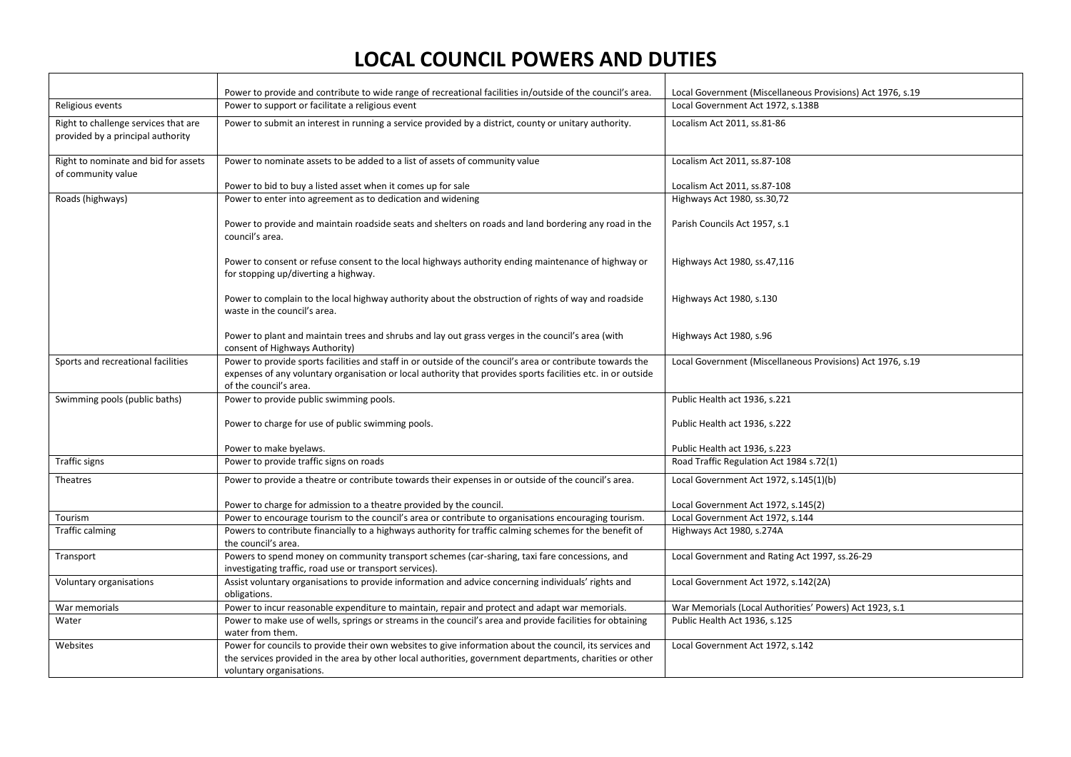# LOCAL COUNCIL POWERS AND DUTIES

| | | |
|---|---|---|
| | Power to provide and contribute to wide range of recreational facilities in/outside of the council's area. | Local Government (Miscellaneous Provisions) Act 1976, s.19 |
| Religious events | Power to support or facilitate a religious event | Local Government Act 1972, s.138B |
| Right to challenge services that are provided by a principal authority | Power to submit an interest in running a service provided by a district, county or unitary authority. | Localism Act 2011, ss.81-86 |
| Right to nominate and bid for assets of community value | Power to nominate assets to be added to a list of assets of community value<br><br>Power to bid to buy a listed asset when it comes up for sale | Localism Act 2011, ss.87-108<br><br>Localism Act 2011, ss.87-108 |
| Roads (highways) | Power to enter into agreement as to dedication and widening<br><br>Power to provide and maintain roadside seats and shelters on roads and land bordering any road in the council's area.<br><br>Power to consent or refuse consent to the local highways authority ending maintenance of highway or for stopping up/diverting a highway.<br><br>Power to complain to the local highway authority about the obstruction of rights of way and roadside waste in the council's area.<br><br>Power to plant and maintain trees and shrubs and lay out grass verges in the council's area (with consent of Highways Authority) | Highways Act 1980, ss.30,72<br><br>Parish Councils Act 1957, s.1<br><br>Highways Act 1980, ss.47,116<br><br>Highways Act 1980, s.130<br><br>Highways Act 1980, s.96 |
| Sports and recreational facilities | Power to provide sports facilities and staff in or outside of the council's area or contribute towards the expenses of any voluntary organisation or local authority that provides sports facilities etc. in or outside of the council's area. | Local Government (Miscellaneous Provisions) Act 1976, s.19 |
| Swimming pools (public baths) | Power to provide public swimming pools.<br><br>Power to charge for use of public swimming pools.<br><br>Power to make byelaws. | Public Health act 1936, s.221<br><br>Public Health act 1936, s.222<br><br>Public Health act 1936, s.223 |
| Traffic signs | Power to provide traffic signs on roads | Road Traffic Regulation Act 1984 s.72(1) |
| Theatres | Power to provide a theatre or contribute towards their expenses in or outside of the council's area.<br><br>Power to charge for admission to a theatre provided by the council. | Local Government Act 1972, s.145(1)(b)<br><br>Local Government Act 1972, s.145(2) |
| Tourism | Power to encourage tourism to the council's area or contribute to organisations encouraging tourism. | Local Government Act 1972, s.144 |
| Traffic calming | Powers to contribute financially to a highways authority for traffic calming schemes for the benefit of the council's area. | Highways Act 1980, s.274A |
| Transport | Powers to spend money on community transport schemes (car-sharing, taxi fare concessions, and investigating traffic, road use or transport services). | Local Government and Rating Act 1997, ss.26-29 |
| Voluntary organisations | Assist voluntary organisations to provide information and advice concerning individuals' rights and obligations. | Local Government Act 1972, s.142(2A) |
| War memorials | Power to incur reasonable expenditure to maintain, repair and protect and adapt war memorials. | War Memorials (Local Authorities' Powers) Act 1923, s.1 |
| Water | Power to make use of wells, springs or streams in the council's area and provide facilities for obtaining water from them. | Public Health Act 1936, s.125 |
| Websites | Power for councils to provide their own websites to give information about the council, its services and the services provided in the area by other local authorities, government departments, charities or other voluntary organisations. | Local Government Act 1972, s.142 |